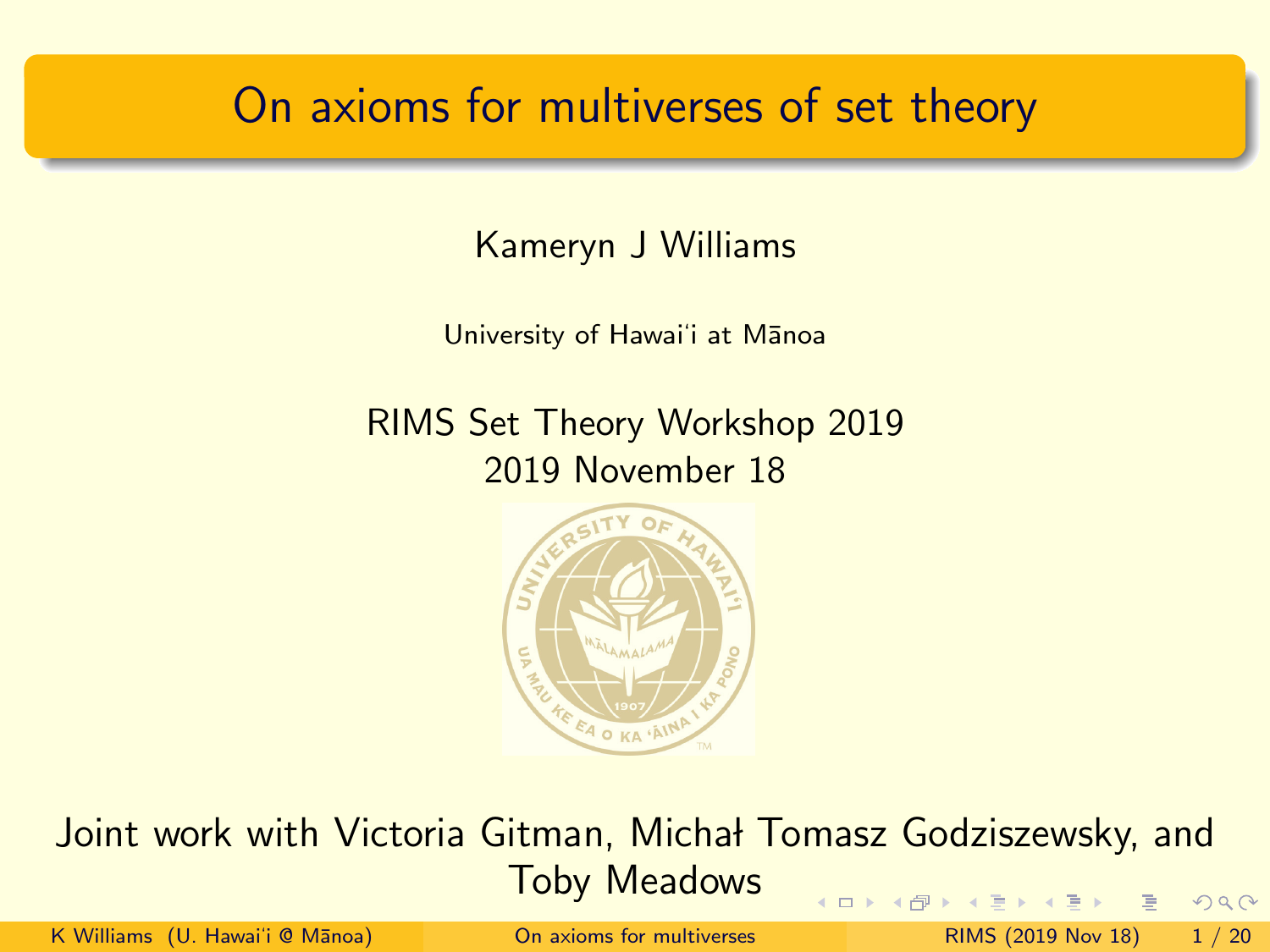# On axioms for multiverses of set theory

Kameryn J Williams

University of Hawai'i at Mānoa

RIMS Set Theory Workshop 2019
2019 November 18

Joint work with Victoria Gitman, Michał Tomasz Godziszewsky, and Toby Meadows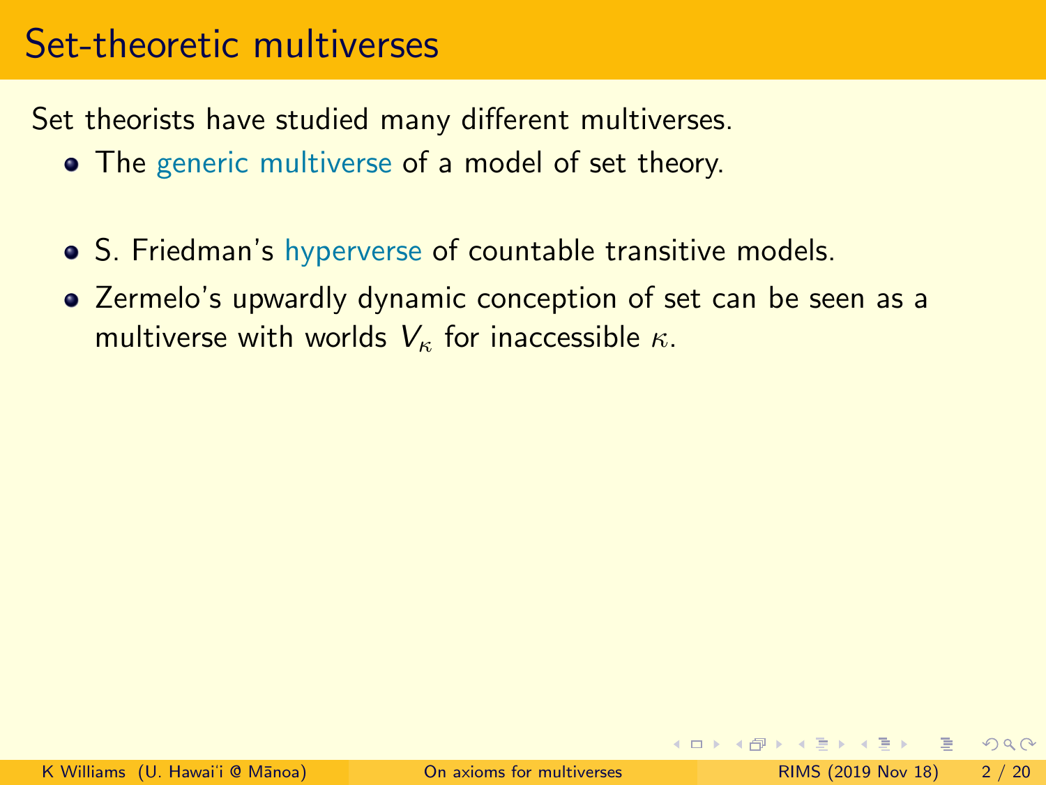# Set-theoretic multiverses

Set theorists have studied many different multiverses.

- The generic multiverse of a model of set theory.
- S. Friedman's hyperverse of countable transitive models.
- Zermelo's upwardly dynamic conception of set can be seen as a multiverse with worlds $V_\kappa$ for inaccessible $\kappa$.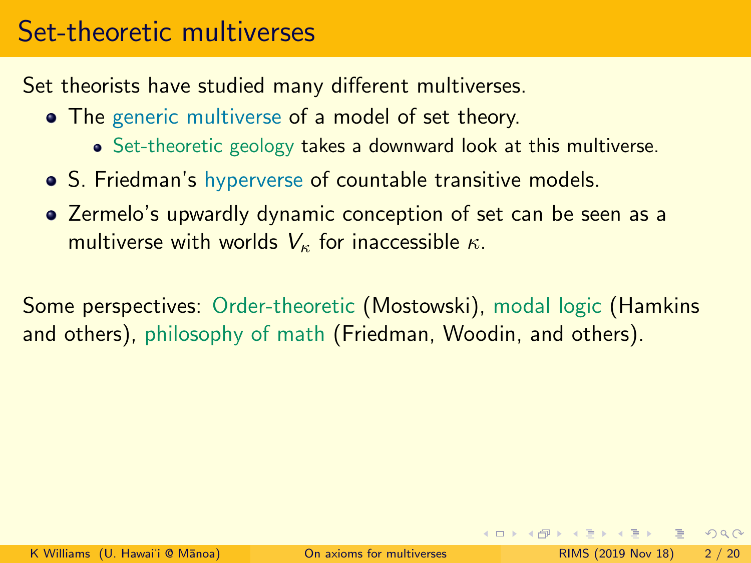# Set-theoretic multiverses

Set theorists have studied many different multiverses.

- The generic multiverse of a model of set theory.
  - Set-theoretic geology takes a downward look at this multiverse.
- S. Friedman's hyperverse of countable transitive models.
- Zermelo's upwardly dynamic conception of set can be seen as a multiverse with worlds $V_\kappa$ for inaccessible $\kappa$.

Some perspectives: Order-theoretic (Mostowski), modal logic (Hamkins and others), philosophy of math (Friedman, Woodin, and others).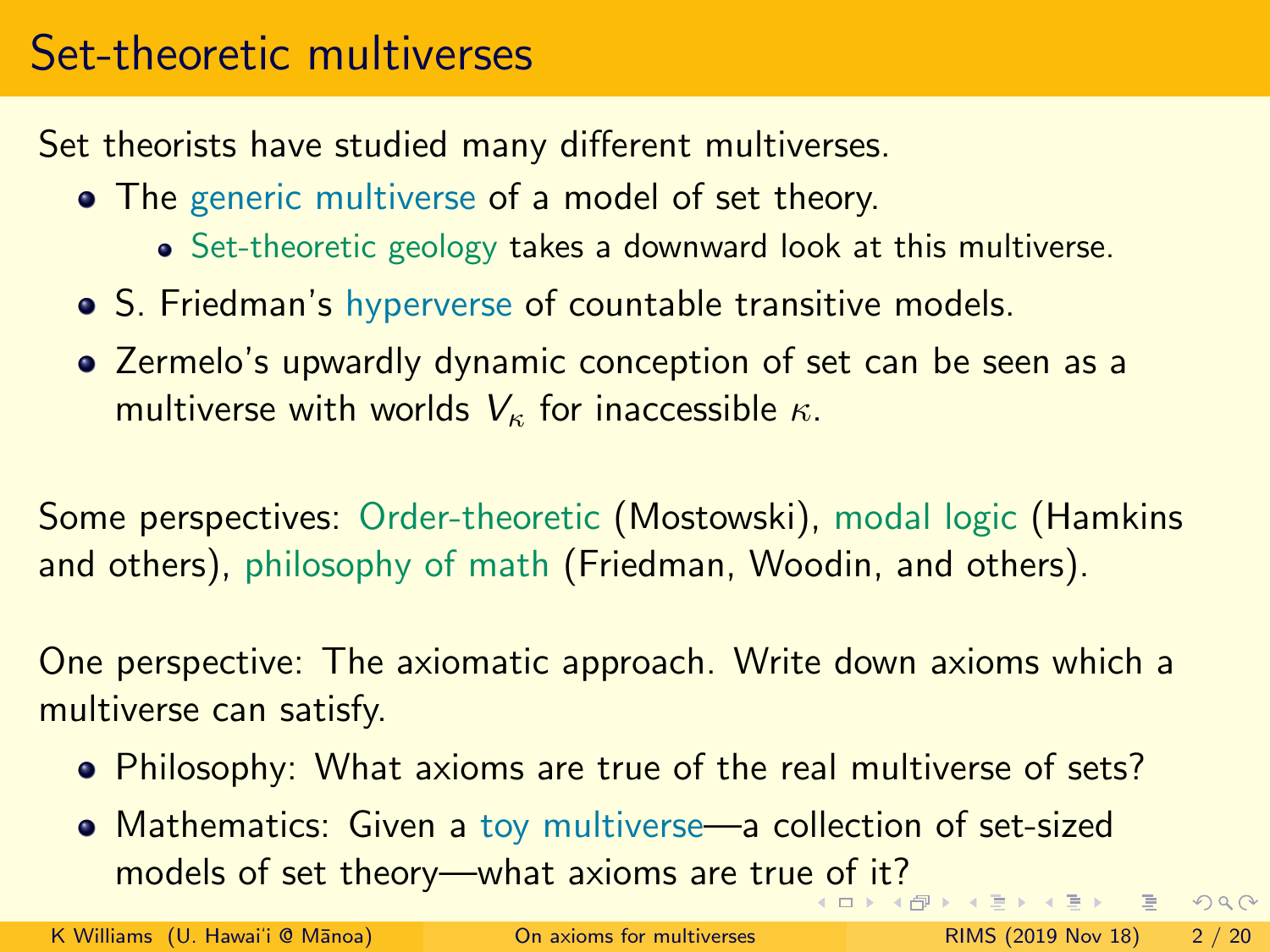# Set-theoretic multiverses

Set theorists have studied many different multiverses.

- The generic multiverse of a model of set theory.
  - Set-theoretic geology takes a downward look at this multiverse.
- S. Friedman's hyperverse of countable transitive models.
- Zermelo's upwardly dynamic conception of set can be seen as a multiverse with worlds $V_\kappa$ for inaccessible $\kappa$.

Some perspectives: Order-theoretic (Mostowski), modal logic (Hamkins and others), philosophy of math (Friedman, Woodin, and others).

One perspective: The axiomatic approach. Write down axioms which a multiverse can satisfy.

- Philosophy: What axioms are true of the real multiverse of sets?
- Mathematics: Given a toy multiverse—a collection of set-sized models of set theory—what axioms are true of it?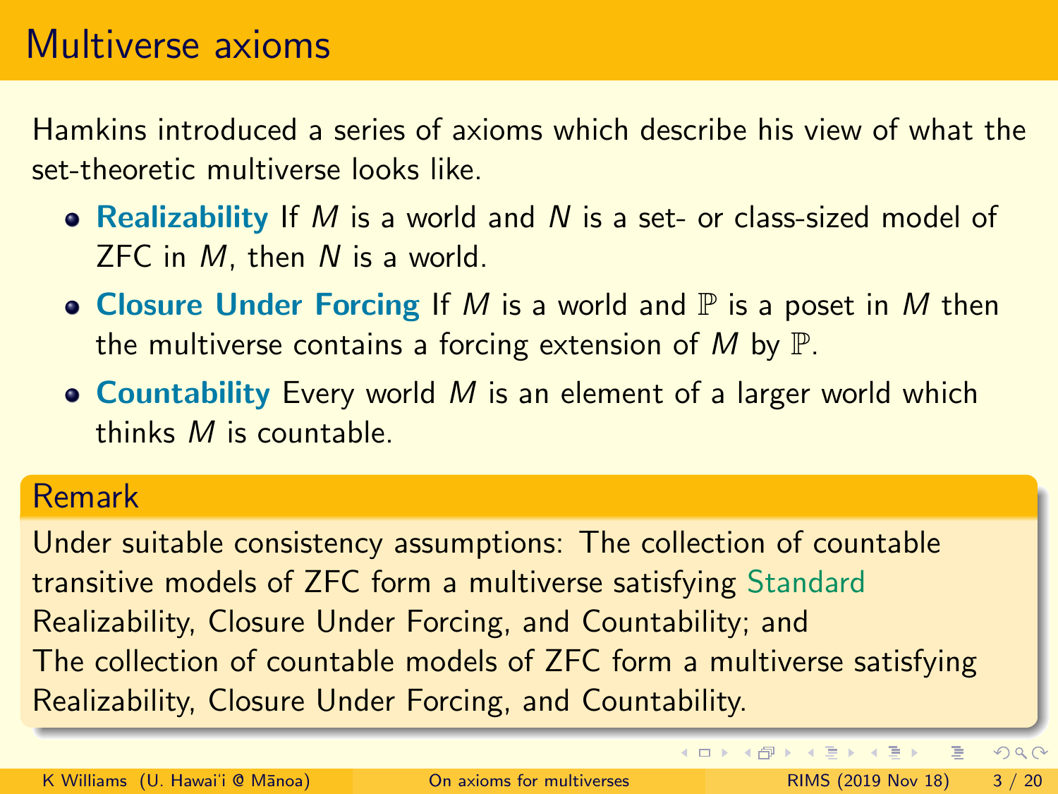# Multiverse axioms

Hamkins introduced a series of axioms which describe his view of what the set-theoretic multiverse looks like.

- **Realizability** If $M$ is a world and $N$ is a set- or class-sized model of ZFC in $M$, then $N$ is a world.
- **Closure Under Forcing** If $M$ is a world and $\mathbb{P}$ is a poset in $M$ then the multiverse contains a forcing extension of $M$ by $\mathbb{P}$.
- **Countability** Every world $M$ is an element of a larger world which thinks $M$ is countable.

## Remark

Under suitable consistency assumptions: The collection of countable transitive models of ZFC form a multiverse satisfying Standard Realizability, Closure Under Forcing, and Countability; and
The collection of countable models of ZFC form a multiverse satisfying Realizability, Closure Under Forcing, and Countability.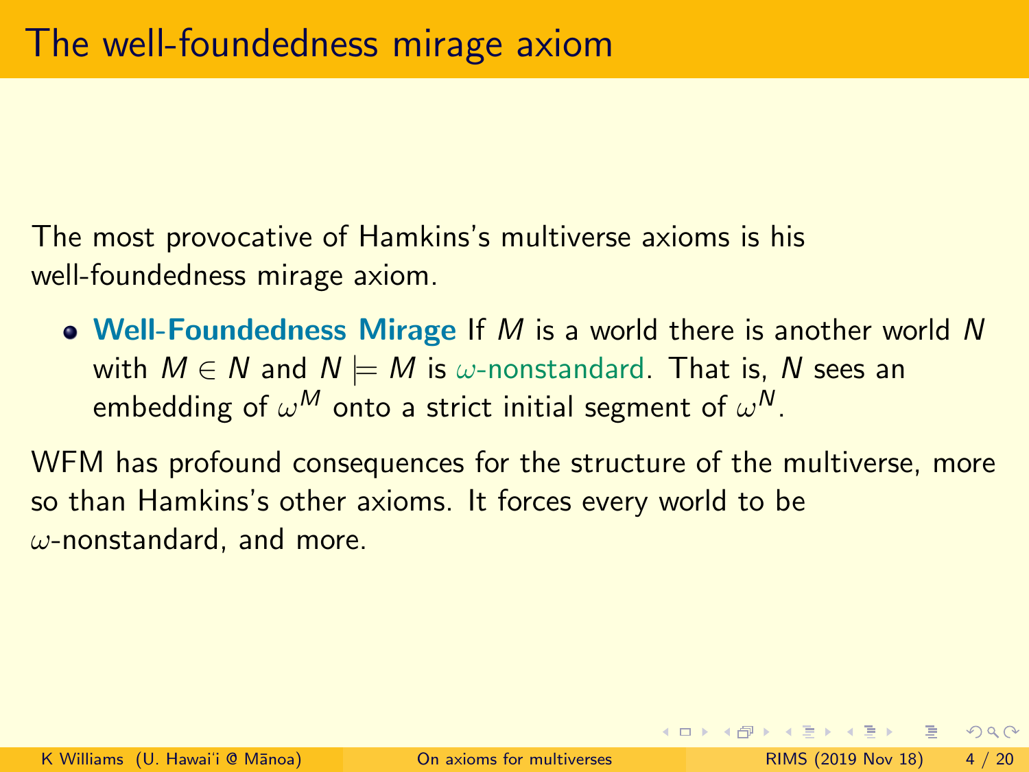# The well-foundedness mirage axiom

The most provocative of Hamkins's multiverse axioms is his well-foundedness mirage axiom.

- **Well-Foundedness Mirage** If $M$ is a world there is another world $N$ with $M \in N$ and $N \models M$ is $\omega$-nonstandard. That is, $N$ sees an embedding of $\omega^M$ onto a strict initial segment of $\omega^N$.

WFM has profound consequences for the structure of the multiverse, more so than Hamkins's other axioms. It forces every world to be $\omega$-nonstandard, and more.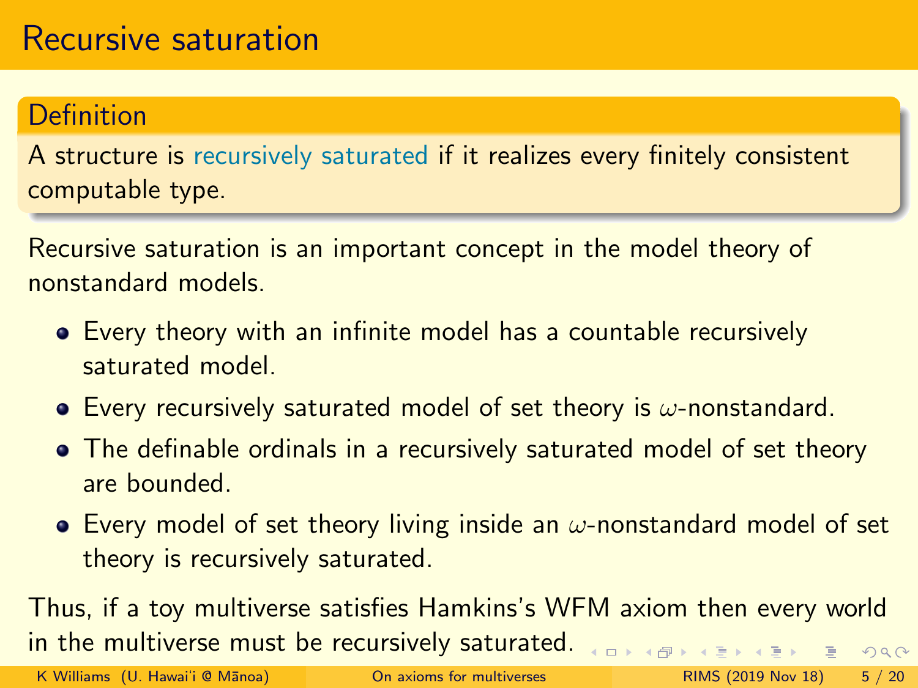# Recursive saturation

**Definition**

A structure is recursively saturated if it realizes every finitely consistent computable type.

Recursive saturation is an important concept in the model theory of nonstandard models.

- Every theory with an infinite model has a countable recursively saturated model.
- Every recursively saturated model of set theory is $\omega$-nonstandard.
- The definable ordinals in a recursively saturated model of set theory are bounded.
- Every model of set theory living inside an $\omega$-nonstandard model of set theory is recursively saturated.

Thus, if a toy multiverse satisfies Hamkins's WFM axiom then every world in the multiverse must be recursively saturated.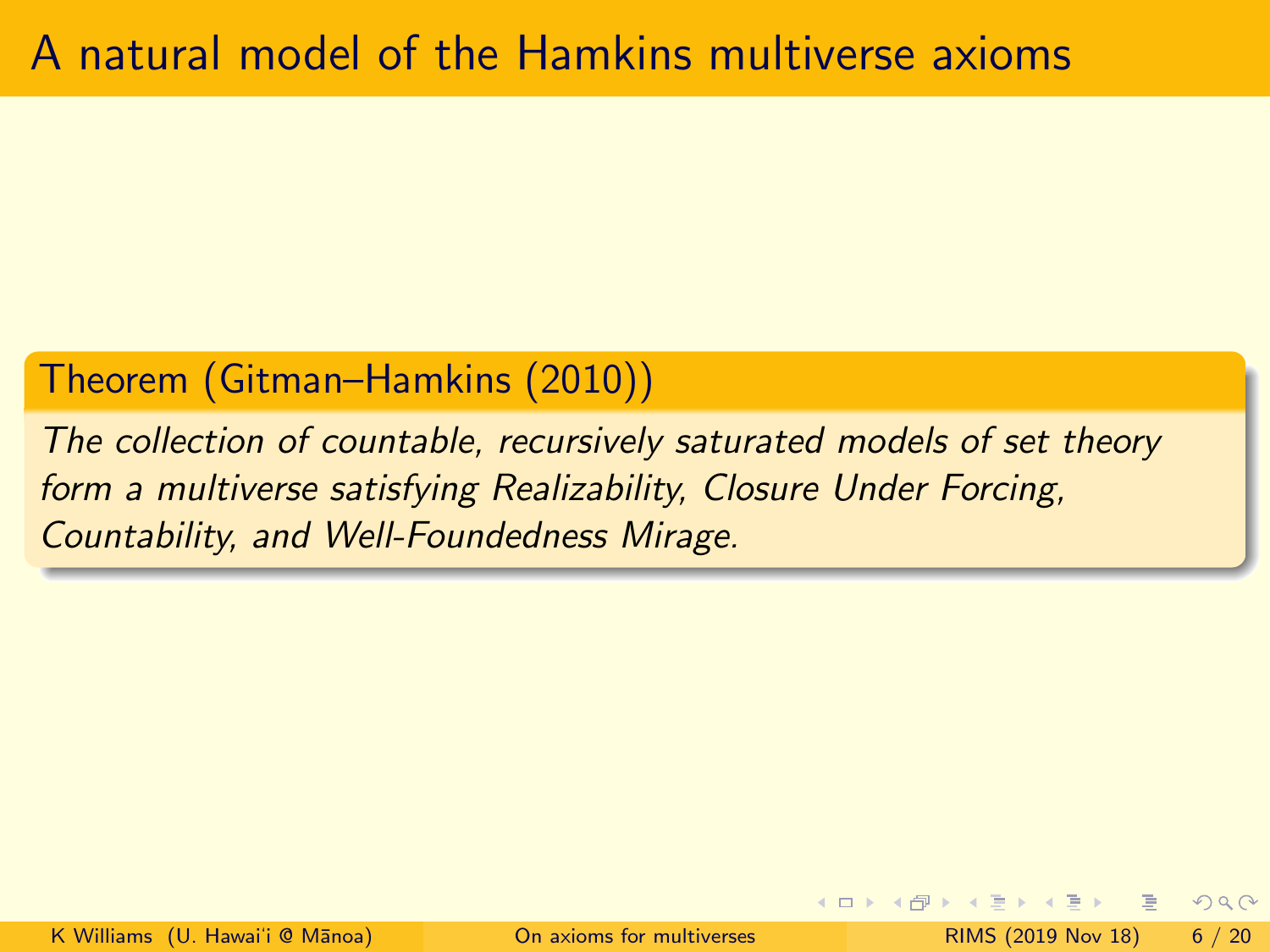# A natural model of the Hamkins multiverse axioms

**Theorem (Gitman–Hamkins (2010))**

*The collection of countable, recursively saturated models of set theory form a multiverse satisfying Realizability, Closure Under Forcing, Countability, and Well-Foundedness Mirage.*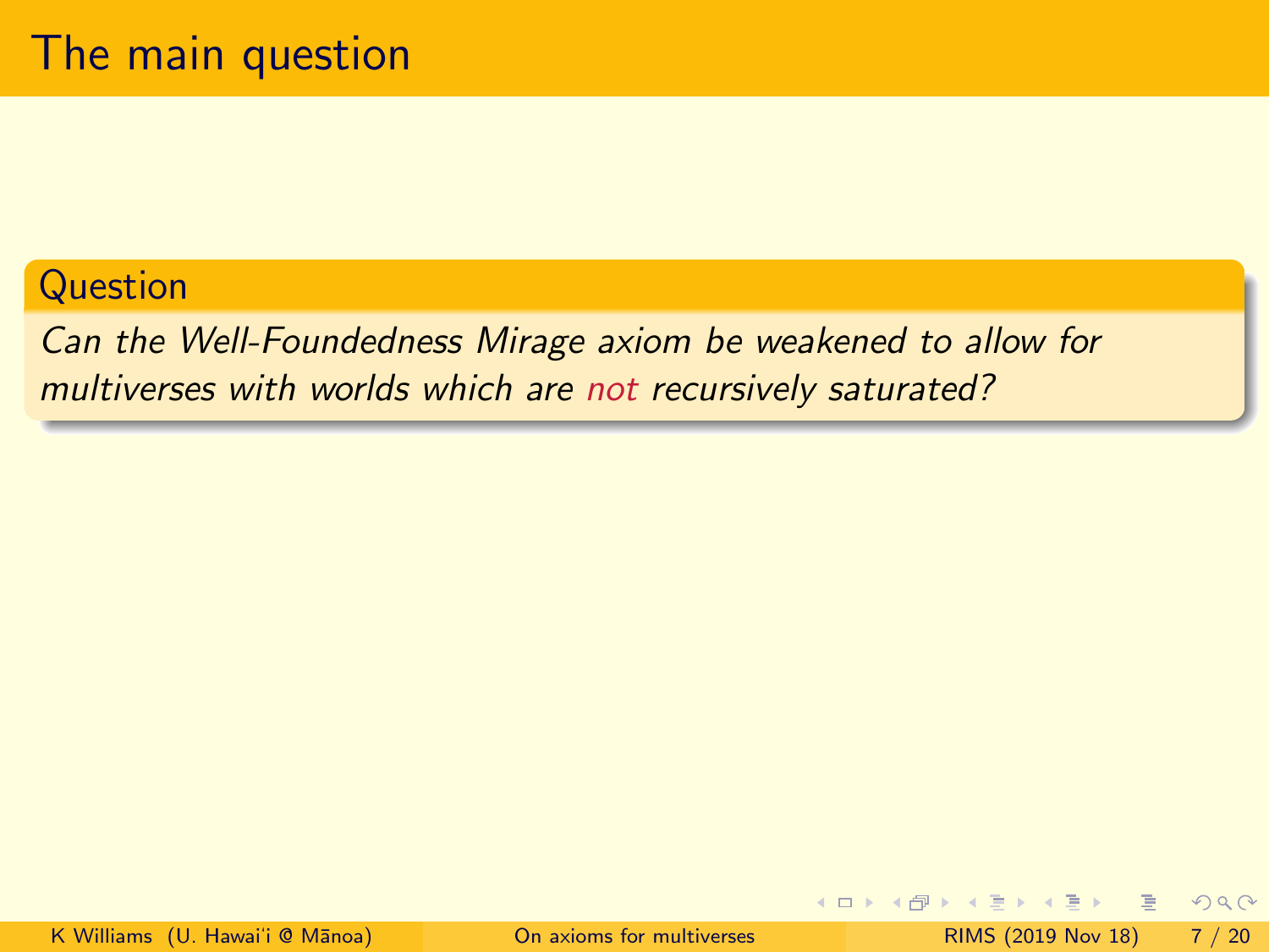# The main question

**Question**

*Can the Well-Foundedness Mirage axiom be weakened to allow for multiverses with worlds which are not recursively saturated?*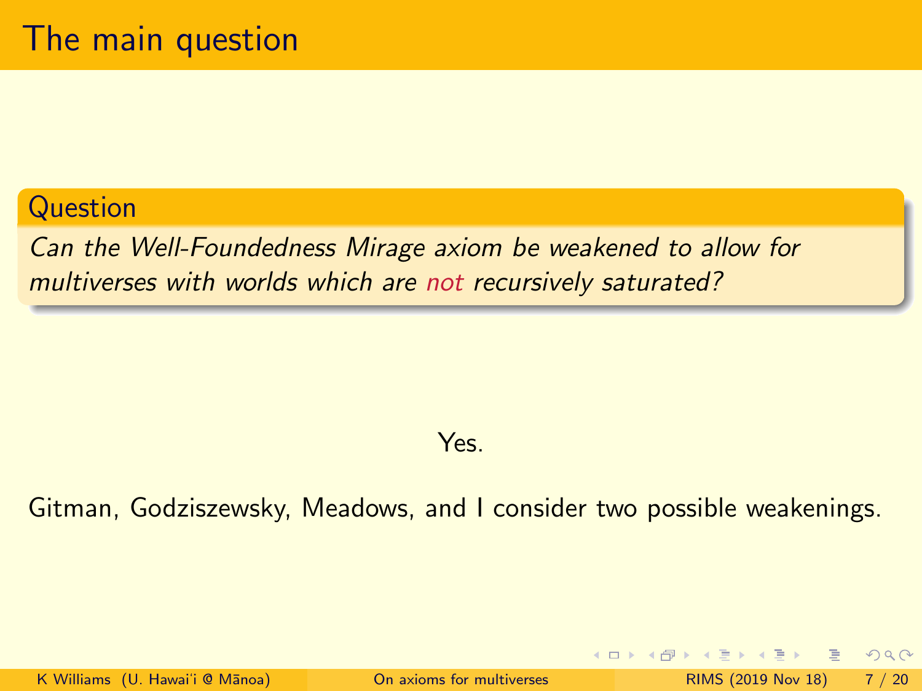# The main question

**Question**

*Can the Well-Foundedness Mirage axiom be weakened to allow for multiverses with worlds which are not recursively saturated?*

Yes.

Gitman, Godziszewsky, Meadows, and I consider two possible weakenings.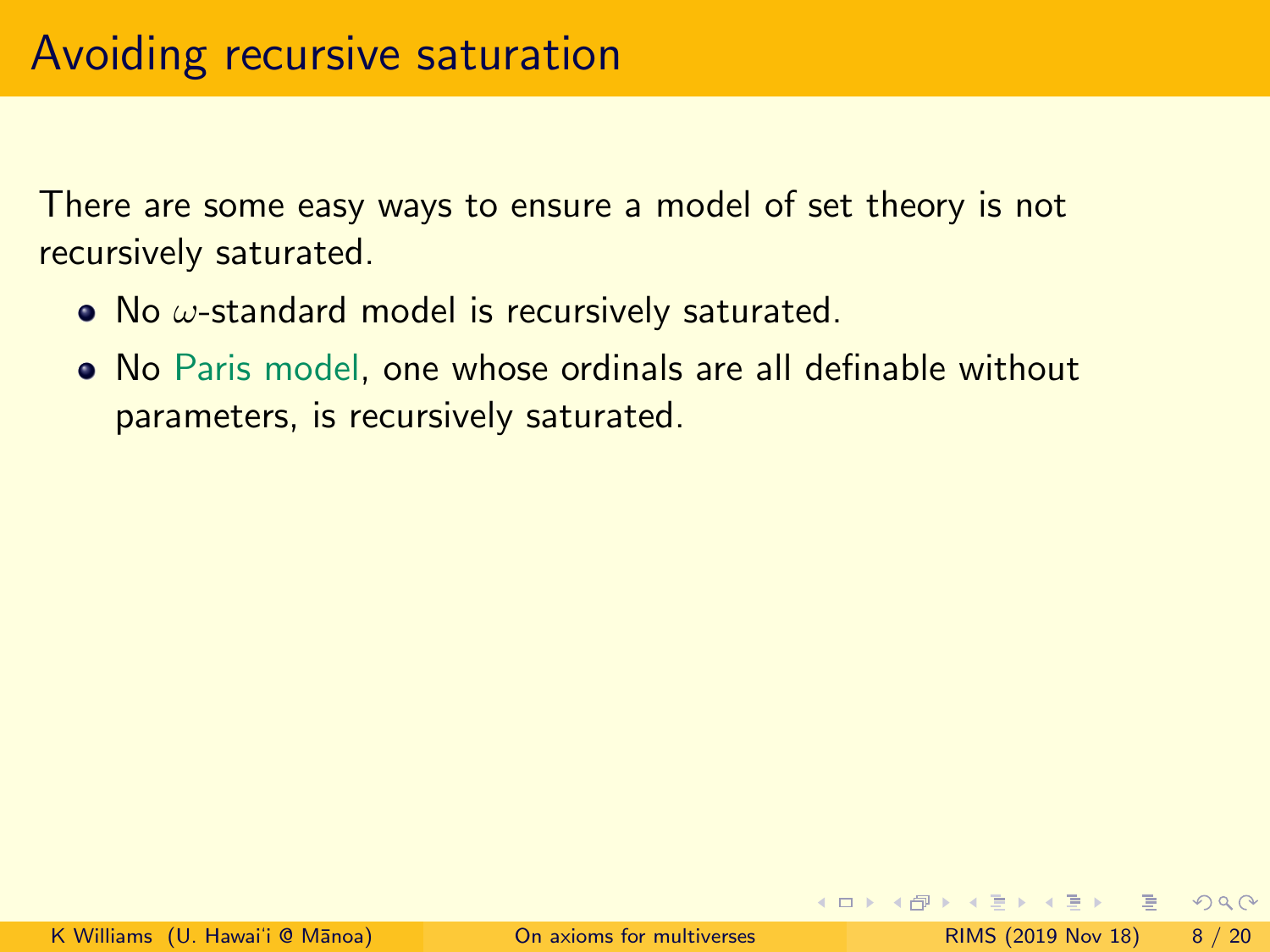# Avoiding recursive saturation

There are some easy ways to ensure a model of set theory is not recursively saturated.

- No $\omega$-standard model is recursively saturated.
- No Paris model, one whose ordinals are all definable without parameters, is recursively saturated.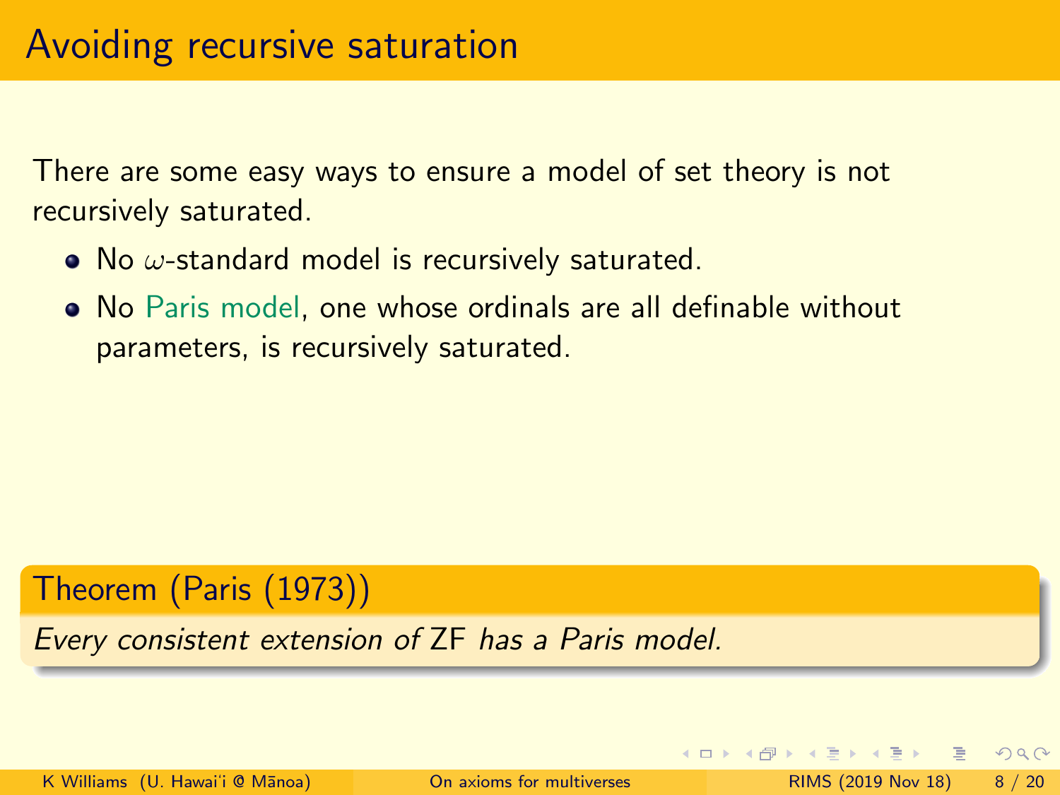# Avoiding recursive saturation

There are some easy ways to ensure a model of set theory is not recursively saturated.

- No $\omega$-standard model is recursively saturated.
- No Paris model, one whose ordinals are all definable without parameters, is recursively saturated.

**Theorem (Paris (1973))**

*Every consistent extension of* ZF *has a Paris model.*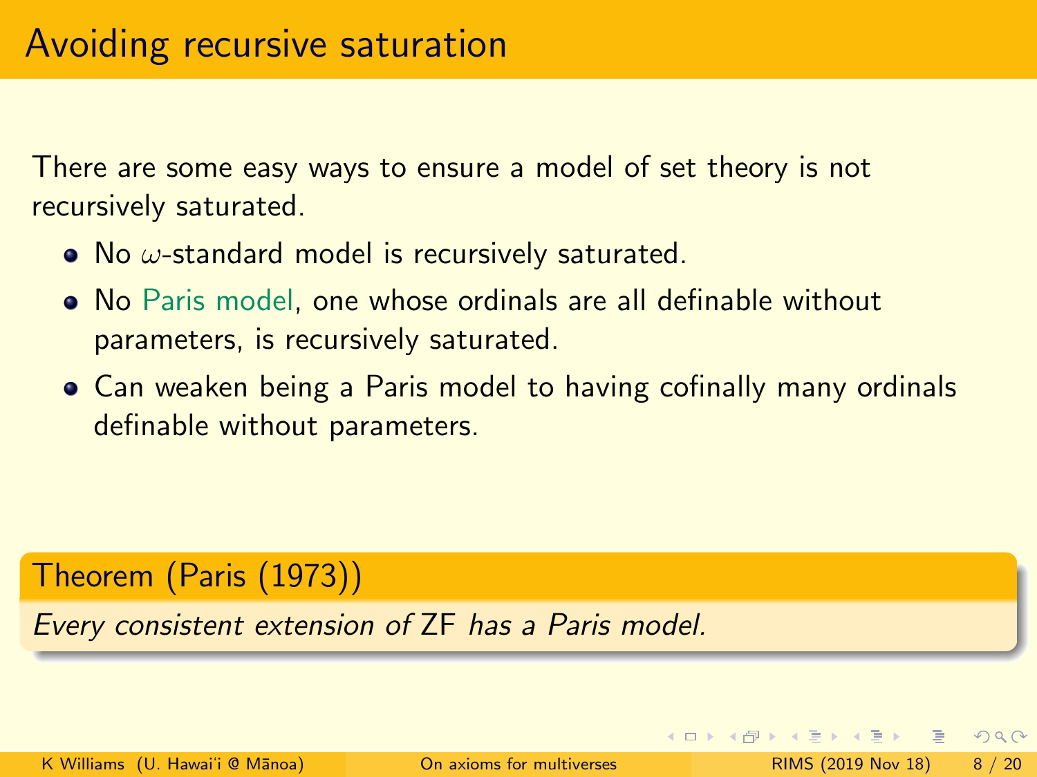# Avoiding recursive saturation

There are some easy ways to ensure a model of set theory is not recursively saturated.

- No $\omega$-standard model is recursively saturated.
- No Paris model, one whose ordinals are all definable without parameters, is recursively saturated.
- Can weaken being a Paris model to having cofinally many ordinals definable without parameters.

**Theorem (Paris (1973))**

*Every consistent extension of* ZF *has a Paris model.*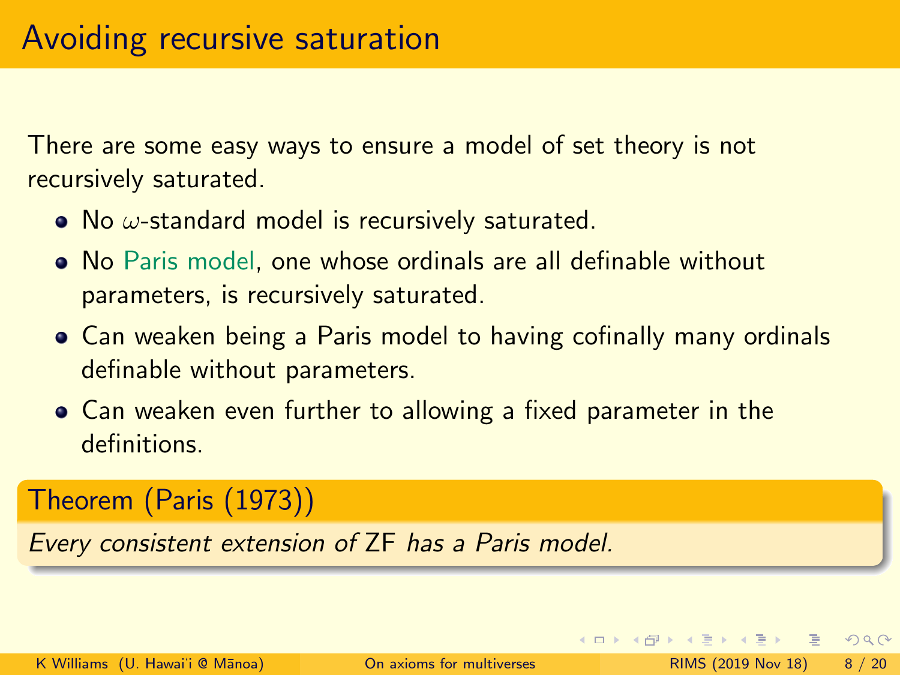# Avoiding recursive saturation

There are some easy ways to ensure a model of set theory is not recursively saturated.

- No $\omega$-standard model is recursively saturated.
- No Paris model, one whose ordinals are all definable without parameters, is recursively saturated.
- Can weaken being a Paris model to having cofinally many ordinals definable without parameters.
- Can weaken even further to allowing a fixed parameter in the definitions.

**Theorem (Paris (1973))**

*Every consistent extension of* ZF *has a Paris model.*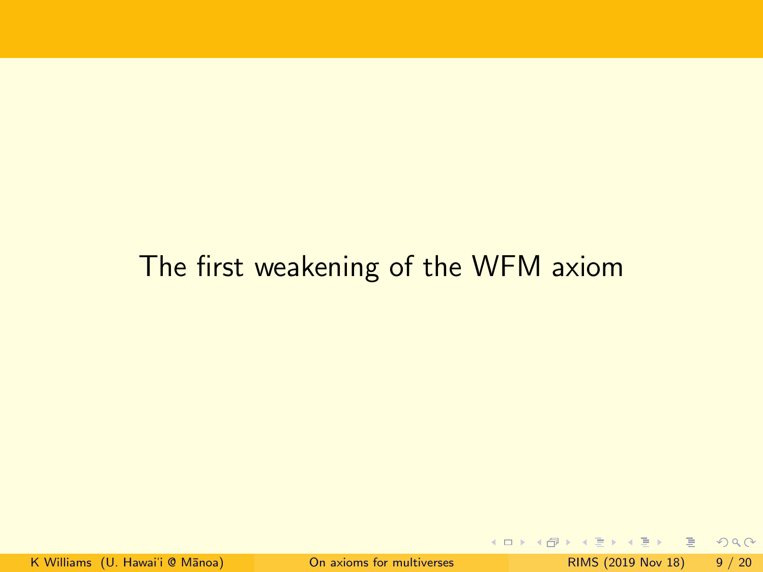# The first weakening of the WFM axiom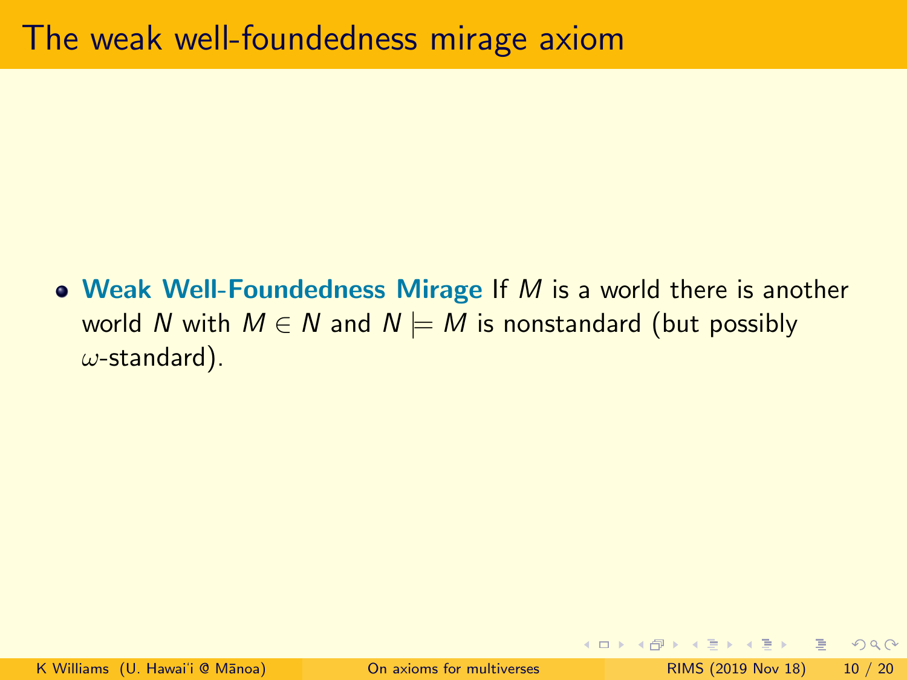# The weak well-foundedness mirage axiom

- **Weak Well-Foundedness Mirage** If $M$ is a world there is another world $N$ with $M \in N$ and $N \models M$ is nonstandard (but possibly $\omega$-standard).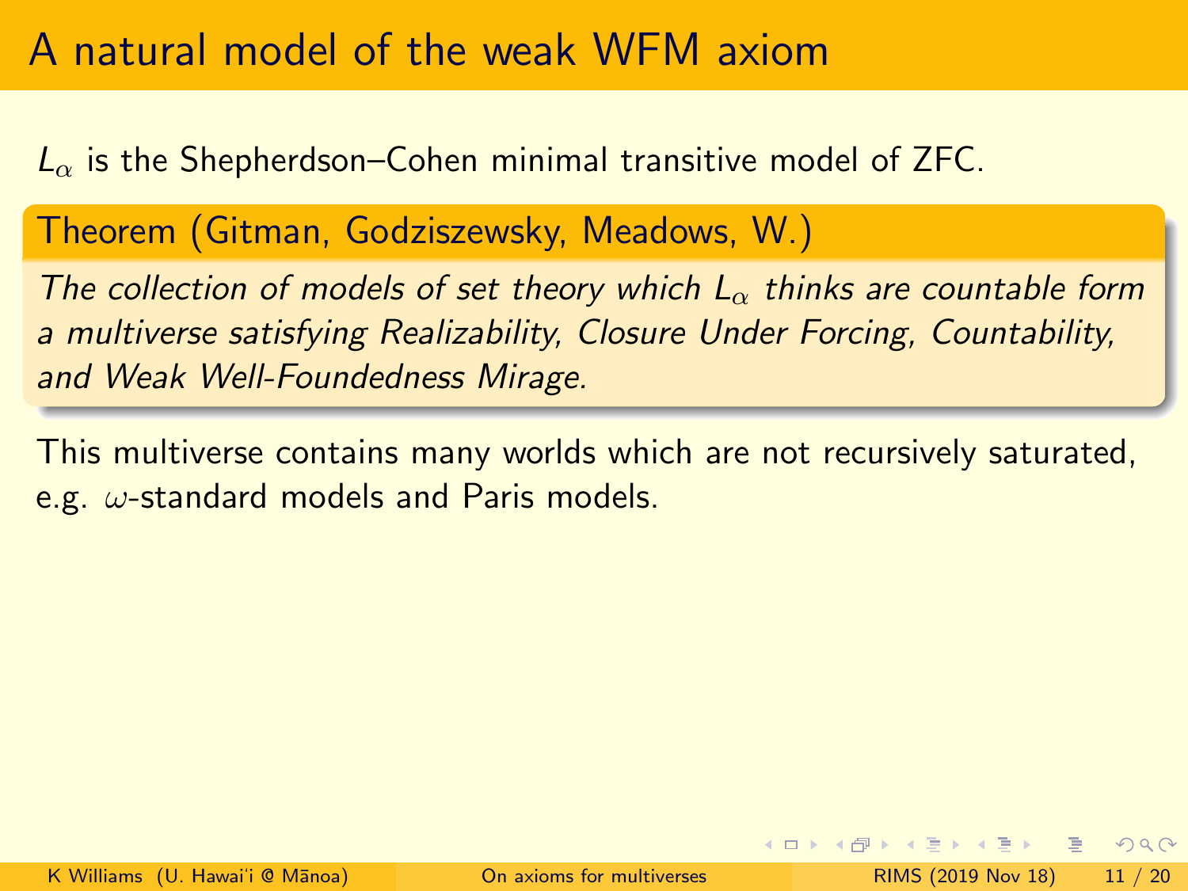# A natural model of the weak WFM axiom

$L_\alpha$ is the Shepherdson–Cohen minimal transitive model of ZFC.

**Theorem (Gitman, Godziszewsky, Meadows, W.)**

*The collection of models of set theory which $L_\alpha$ thinks are countable form a multiverse satisfying Realizability, Closure Under Forcing, Countability, and Weak Well-Foundedness Mirage.*

This multiverse contains many worlds which are not recursively saturated, e.g. $\omega$-standard models and Paris models.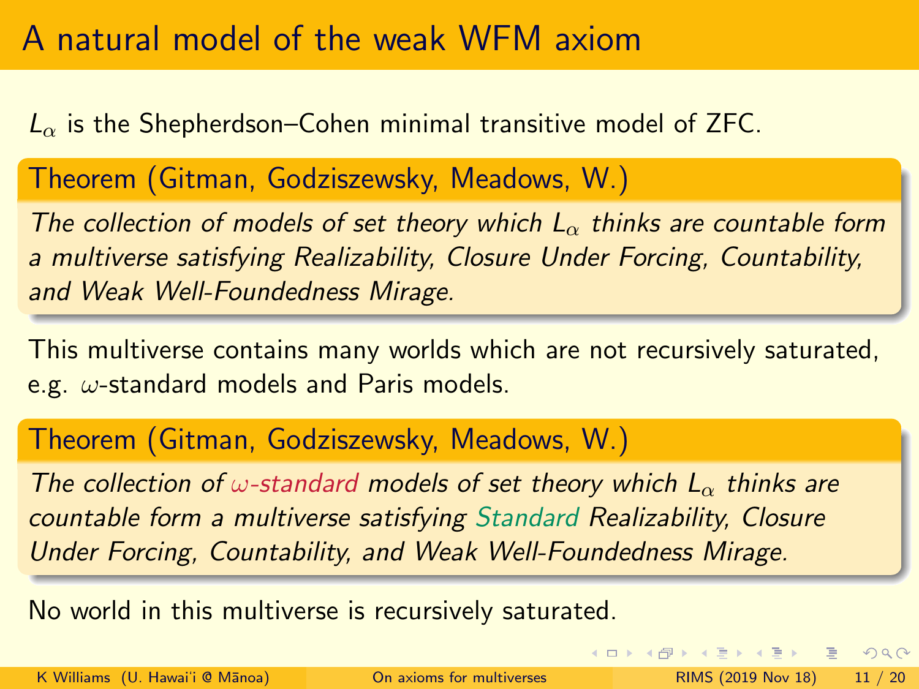# A natural model of the weak WFM axiom

$L_\alpha$ is the Shepherdson–Cohen minimal transitive model of ZFC.

**Theorem (Gitman, Godziszewsky, Meadows, W.)**

*The collection of models of set theory which $L_\alpha$ thinks are countable form a multiverse satisfying Realizability, Closure Under Forcing, Countability, and Weak Well-Foundedness Mirage.*

This multiverse contains many worlds which are not recursively saturated, e.g. $\omega$-standard models and Paris models.

**Theorem (Gitman, Godziszewsky, Meadows, W.)**

*The collection of $\omega$-standard models of set theory which $L_\alpha$ thinks are countable form a multiverse satisfying Standard Realizability, Closure Under Forcing, Countability, and Weak Well-Foundedness Mirage.*

No world in this multiverse is recursively saturated.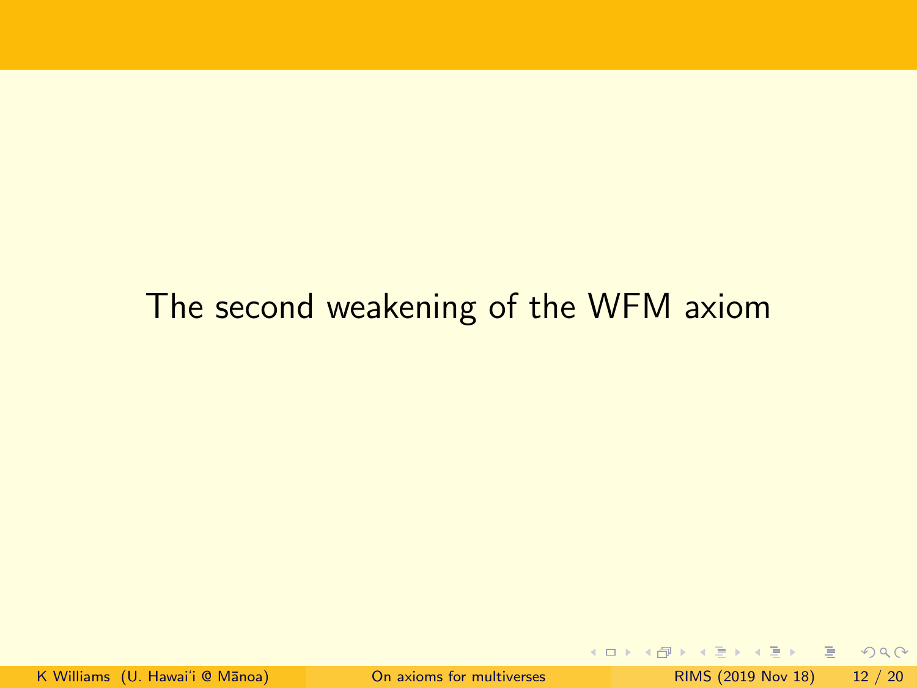# The second weakening of the WFM axiom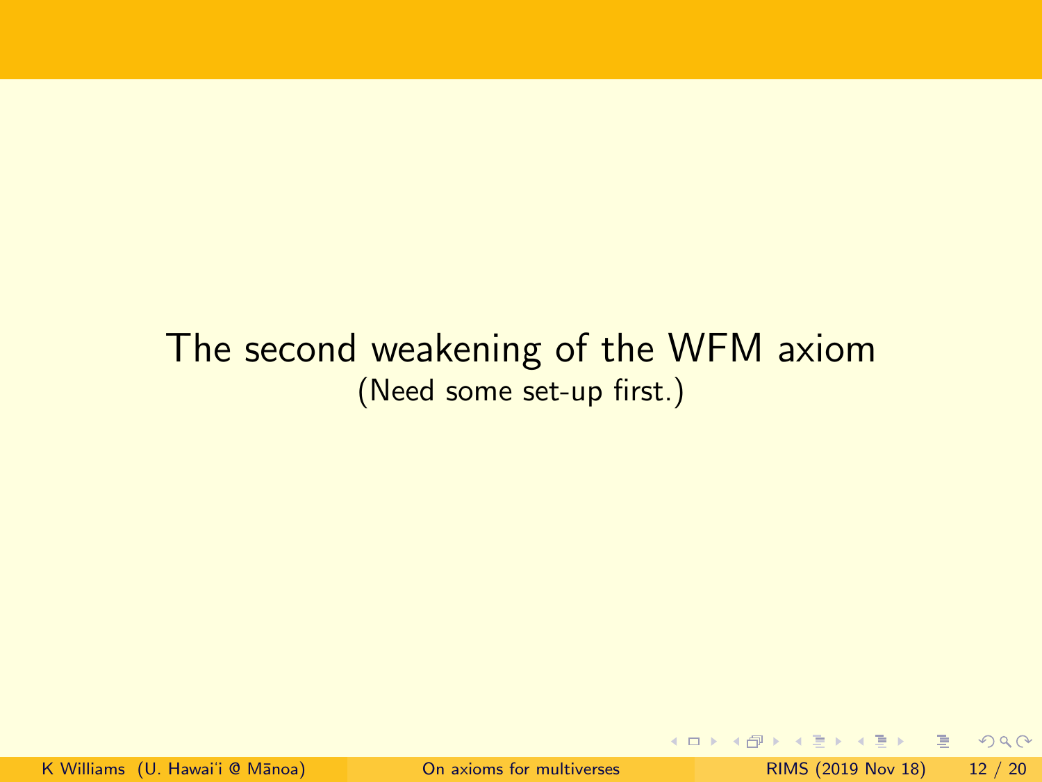# The second weakening of the WFM axiom

(Need some set-up first.)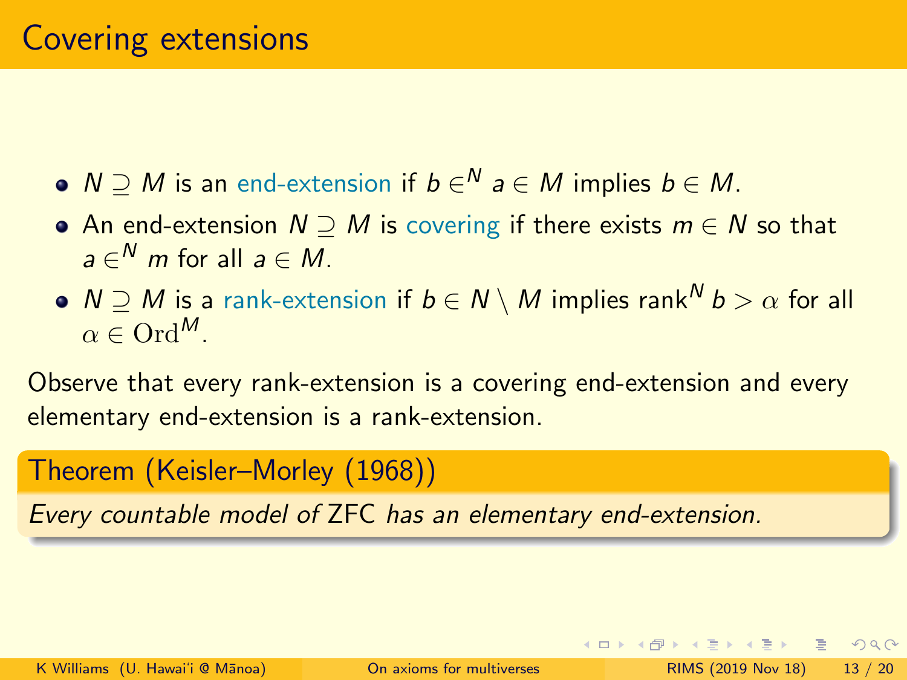# Covering extensions

- $N \supseteq M$ is an end-extension if $b \in^N a \in M$ implies $b \in M$.
- An end-extension $N \supseteq M$ is covering if there exists $m \in N$ so that $a \in^N m$ for all $a \in M$.
- $N \supseteq M$ is a rank-extension if $b \in N \setminus M$ implies $\operatorname{rank}^N b > \alpha$ for all $\alpha \in \mathrm{Ord}^M$.

Observe that every rank-extension is a covering end-extension and every elementary end-extension is a rank-extension.

**Theorem (Keisler–Morley (1968))**

*Every countable model of* ZFC *has an elementary end-extension.*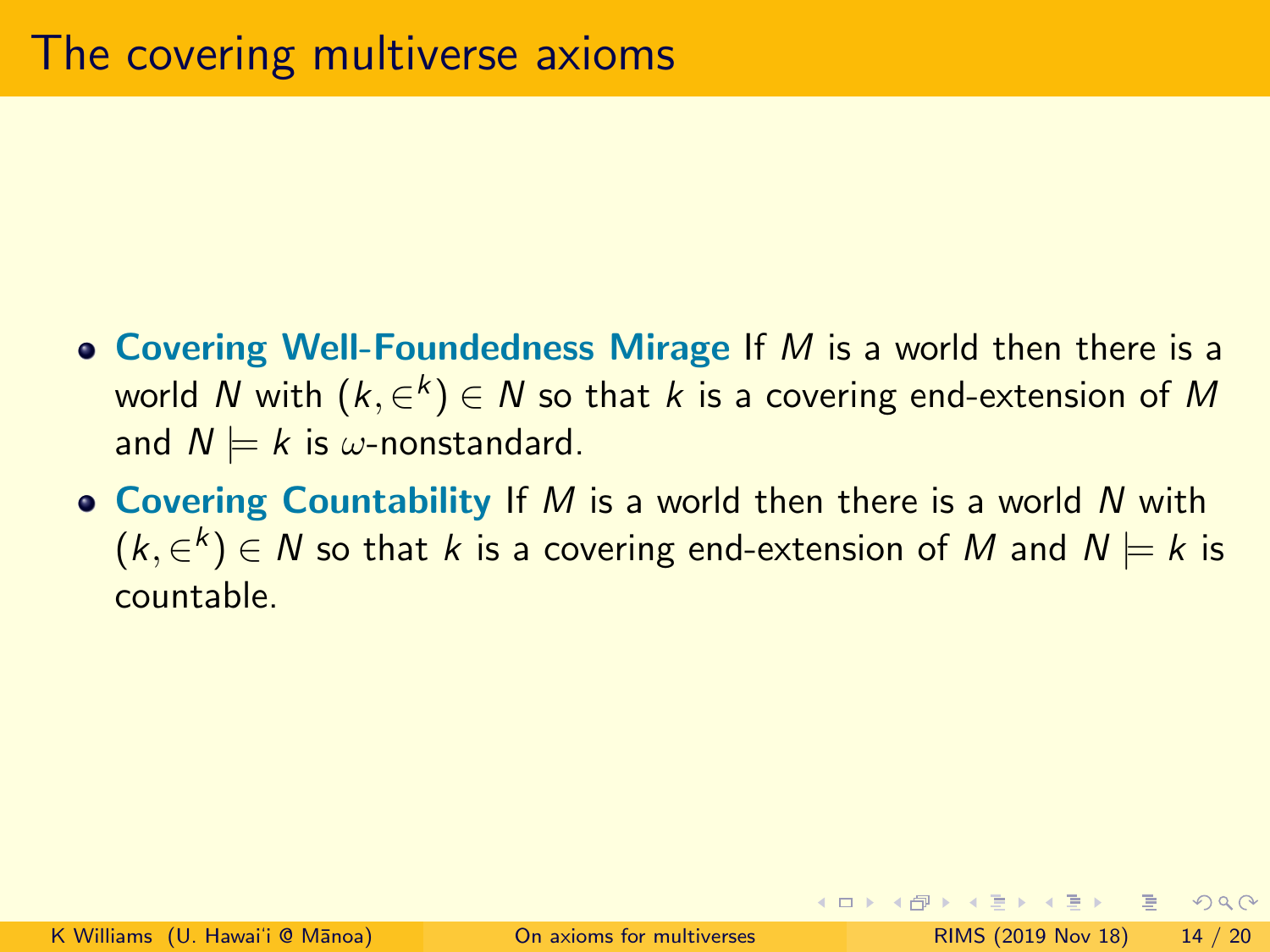# The covering multiverse axioms

- **Covering Well-Foundedness Mirage** If $M$ is a world then there is a world $N$ with $(k, \in^k) \in N$ so that $k$ is a covering end-extension of $M$ and $N \models k$ is $\omega$-nonstandard.
- **Covering Countability** If $M$ is a world then there is a world $N$ with $(k, \in^k) \in N$ so that $k$ is a covering end-extension of $M$ and $N \models k$ is countable.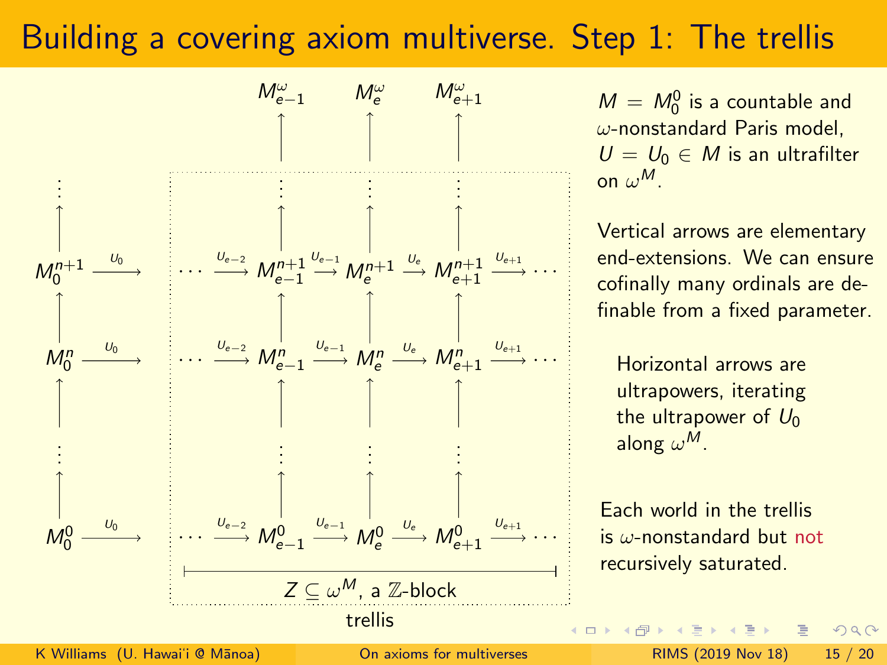# Building a covering axiom multiverse. Step 1: The trellis

$$
\begin{array}{ccccccccccc}
 & & & & M^\omega_{e-1} & & M^\omega_e & & M^\omega_{e+1} & & \\
 & & & & \uparrow & & \uparrow & & \uparrow & & \\
\vdots & & & & \vdots & & \vdots & & \vdots & & \\
\uparrow & & & & \uparrow & & \uparrow & & \uparrow & & \\
M^{n+1}_0 & \xrightarrow{U_0} & & \cdots \xrightarrow{U_{e-2}} & M^{n+1}_{e-1} & \xrightarrow{U_{e-1}} & M^{n+1}_e & \xrightarrow{U_e} & M^{n+1}_{e+1} & \xrightarrow{U_{e+1}} & \cdots \\
\uparrow & & & & \uparrow & & \uparrow & & \uparrow & & \\
M^n_0 & \xrightarrow{U_0} & & \cdots \xrightarrow{U_{e-2}} & M^n_{e-1} & \xrightarrow{U_{e-1}} & M^n_e & \xrightarrow{U_e} & M^n_{e+1} & \xrightarrow{U_{e+1}} & \cdots \\
\uparrow & & & & \uparrow & & \uparrow & & \uparrow & & \\
\vdots & & & & \vdots & & \vdots & & \vdots & & \\
\uparrow & & & & \uparrow & & \uparrow & & \uparrow & & \\
M^0_0 & \xrightarrow{U_0} & & \cdots \xrightarrow{U_{e-2}} & M^0_{e-1} & \xrightarrow{U_{e-1}} & M^0_e & \xrightarrow{U_e} & M^0_{e+1} & \xrightarrow{U_{e+1}} & \cdots
\end{array}
$$

$Z \subseteq \omega^M$, a $\mathbb{Z}$-block

trellis

$M = M^0_0$ is a countable and $\omega$-nonstandard Paris model, $U = U_0 \in M$ is an ultrafilter on $\omega^M$.

Vertical arrows are elementary end-extensions. We can ensure cofinally many ordinals are definable from a fixed parameter.

Horizontal arrows are ultrapowers, iterating the ultrapower of $U_0$ along $\omega^M$.

Each world in the trellis is $\omega$-nonstandard but not recursively saturated.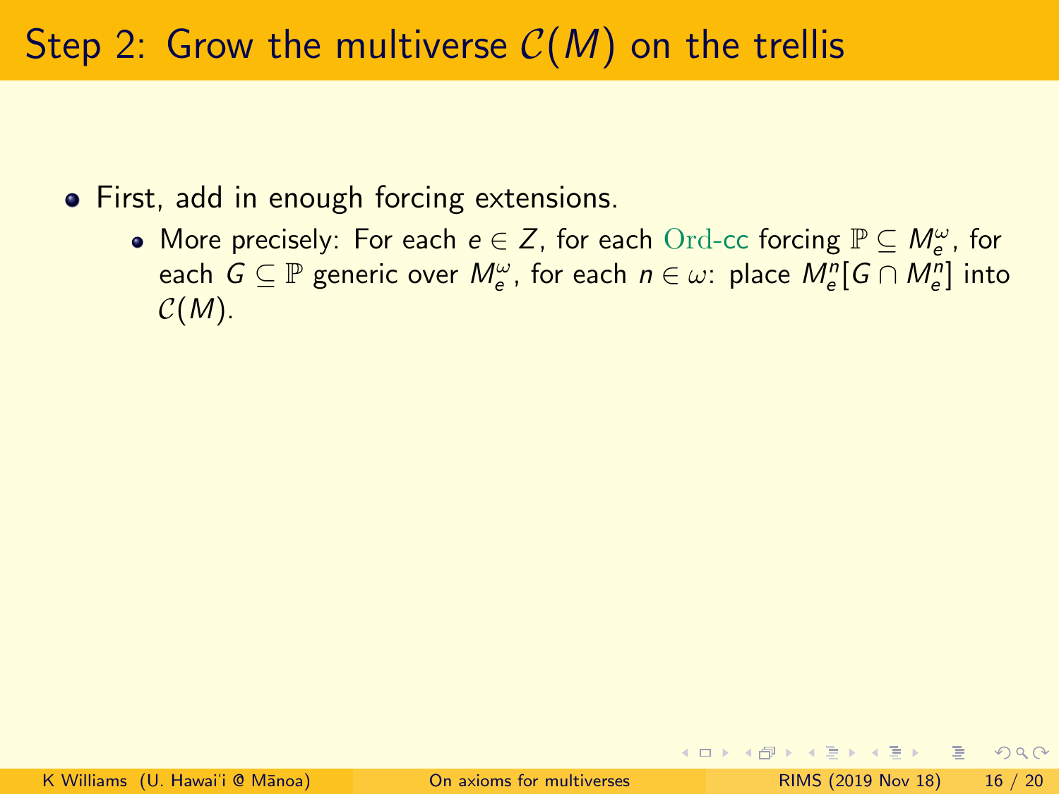# Step 2: Grow the multiverse $\mathcal{C}(M)$ on the trellis

- First, add in enough forcing extensions.
  - More precisely: For each $e \in Z$, for each $\mathrm{Ord}$-cc forcing $\mathbb{P} \subseteq M_e^\omega$, for each $G \subseteq \mathbb{P}$ generic over $M_e^\omega$, for each $n \in \omega$: place $M_e^n[G \cap M_e^n]$ into $\mathcal{C}(M)$.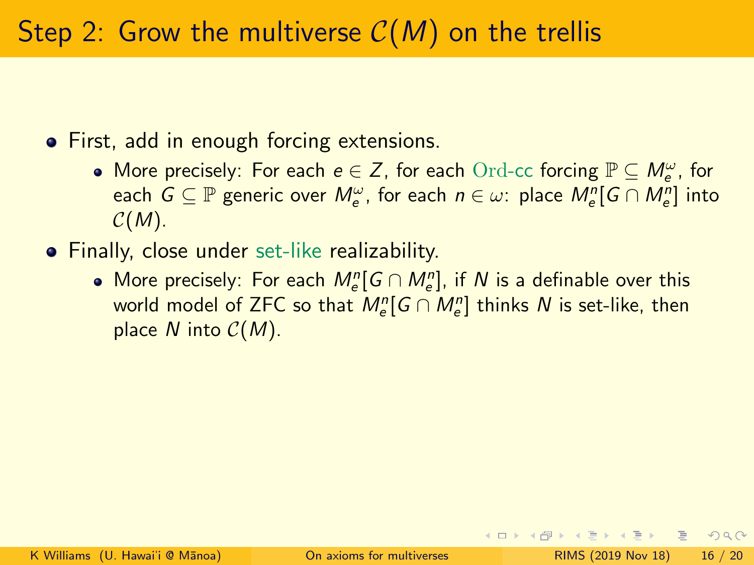# Step 2: Grow the multiverse $\mathcal{C}(M)$ on the trellis

- First, add in enough forcing extensions.
  - More precisely: For each $e \in Z$, for each $\mathrm{Ord}$-cc forcing $\mathbb{P} \subseteq M_e^\omega$, for each $G \subseteq \mathbb{P}$ generic over $M_e^\omega$, for each $n \in \omega$: place $M_e^n[G \cap M_e^n]$ into $\mathcal{C}(M)$.
- Finally, close under set-like realizability.
  - More precisely: For each $M_e^n[G \cap M_e^n]$, if $N$ is a definable over this world model of ZFC so that $M_e^n[G \cap M_e^n]$ thinks $N$ is set-like, then place $N$ into $\mathcal{C}(M)$.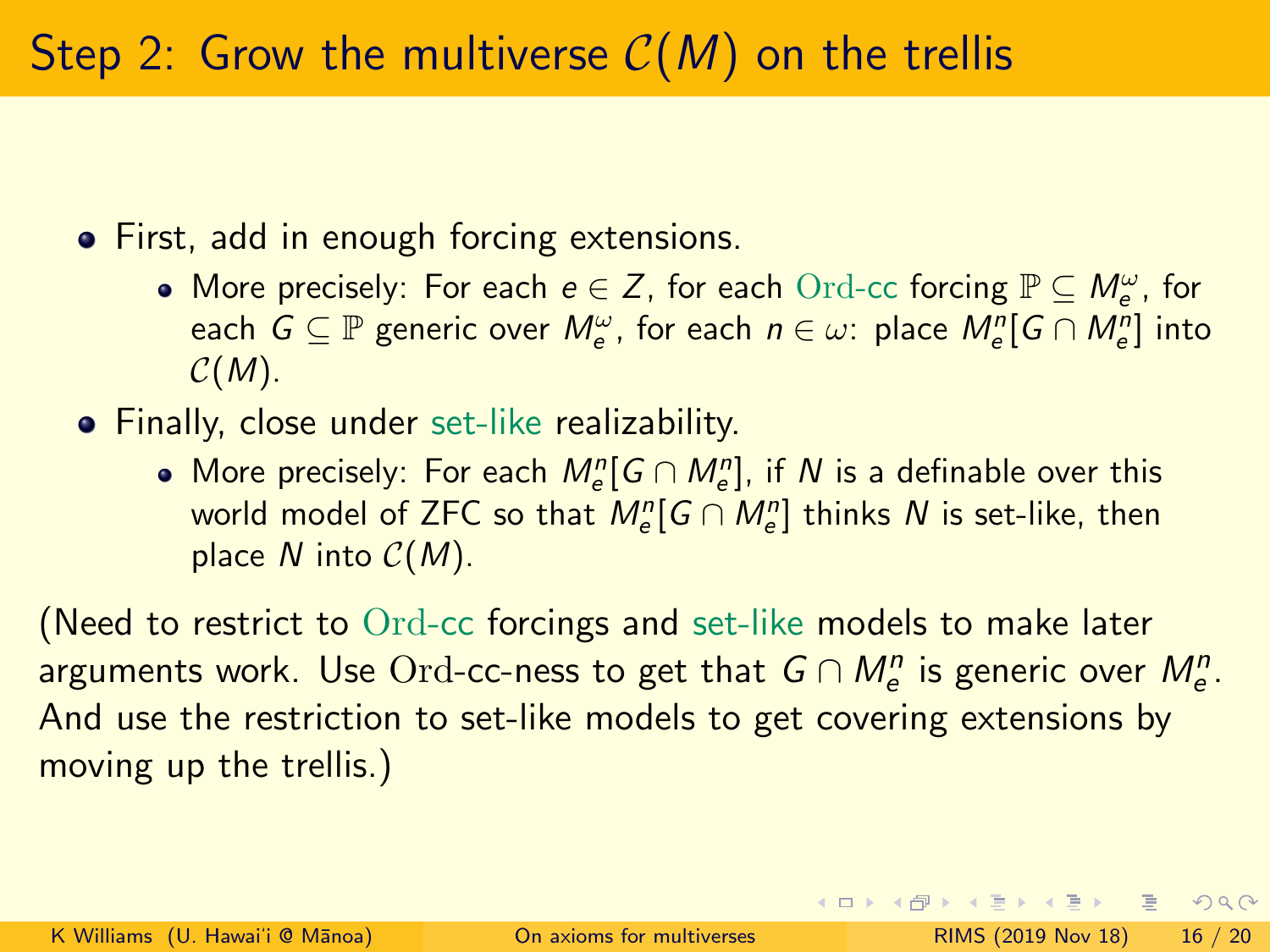# Step 2: Grow the multiverse $\mathcal{C}(M)$ on the trellis

- First, add in enough forcing extensions.
  - More precisely: For each $e \in Z$, for each $\mathrm{Ord}$-cc forcing $\mathbb{P} \subseteq M_e^\omega$, for each $G \subseteq \mathbb{P}$ generic over $M_e^\omega$, for each $n \in \omega$: place $M_e^n[G \cap M_e^n]$ into $\mathcal{C}(M)$.
- Finally, close under set-like realizability.
  - More precisely: For each $M_e^n[G \cap M_e^n]$, if $N$ is a definable over this world model of ZFC so that $M_e^n[G \cap M_e^n]$ thinks $N$ is set-like, then place $N$ into $\mathcal{C}(M)$.

(Need to restrict to $\mathrm{Ord}$-cc forcings and set-like models to make later arguments work. Use $\mathrm{Ord}$-cc-ness to get that $G \cap M_e^n$ is generic over $M_e^n$. And use the restriction to set-like models to get covering extensions by moving up the trellis.)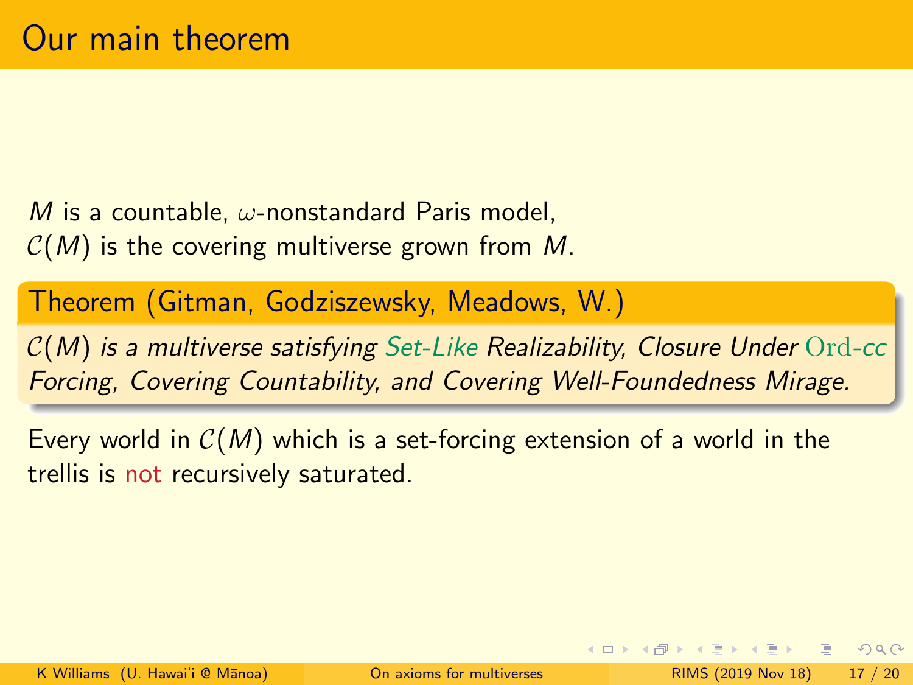# Our main theorem

$M$ is a countable, $\omega$-nonstandard Paris model,
$\mathcal{C}(M)$ is the covering multiverse grown from $M$.

**Theorem (Gitman, Godziszewsky, Meadows, W.)**

*$\mathcal{C}(M)$ is a multiverse satisfying Set-Like Realizability, Closure Under $\mathrm{Ord}$-cc Forcing, Covering Countability, and Covering Well-Foundedness Mirage.*

Every world in $\mathcal{C}(M)$ which is a set-forcing extension of a world in the trellis is not recursively saturated.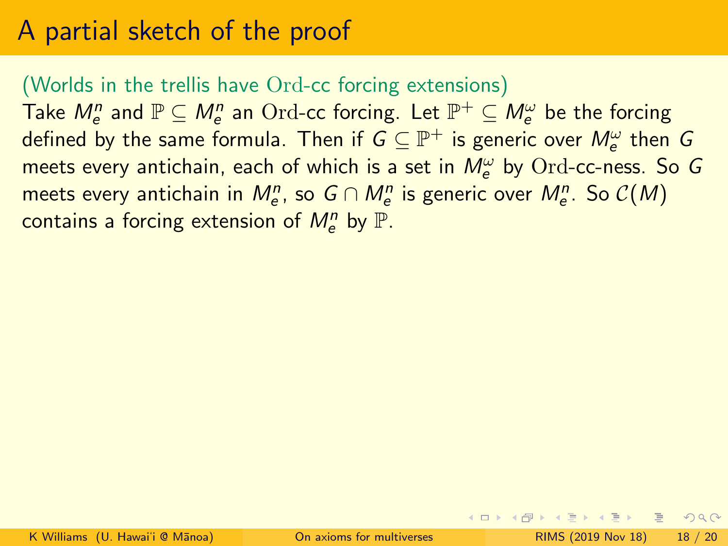# A partial sketch of the proof

(Worlds in the trellis have $\mathrm{Ord}$-cc forcing extensions)

Take $M_e^n$ and $\mathbb{P} \subseteq M_e^n$ an $\mathrm{Ord}$-cc forcing. Let $\mathbb{P}^+ \subseteq M_e^\omega$ be the forcing defined by the same formula. Then if $G \subseteq \mathbb{P}^+$ is generic over $M_e^\omega$ then $G$ meets every antichain, each of which is a set in $M_e^\omega$ by $\mathrm{Ord}$-cc-ness. So $G$ meets every antichain in $M_e^n$, so $G \cap M_e^n$ is generic over $M_e^n$. So $\mathcal{C}(M)$ contains a forcing extension of $M_e^n$ by $\mathbb{P}$.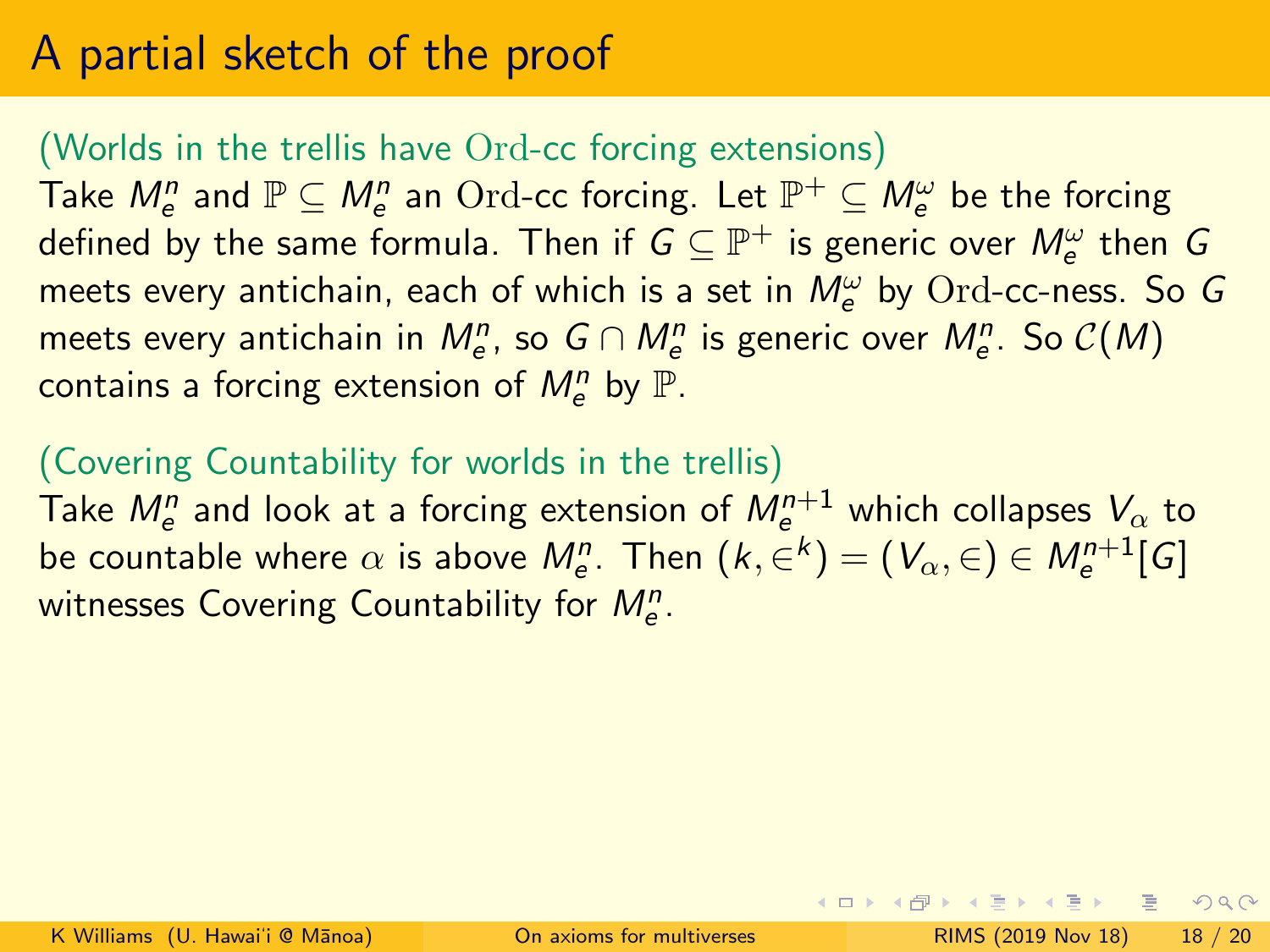# A partial sketch of the proof

(Worlds in the trellis have $\mathrm{Ord}$-cc forcing extensions)

Take $M^n_e$ and $\mathbb{P} \subseteq M^n_e$ an $\mathrm{Ord}$-cc forcing. Let $\mathbb{P}^+ \subseteq M^\omega_e$ be the forcing defined by the same formula. Then if $G \subseteq \mathbb{P}^+$ is generic over $M^\omega_e$ then $G$ meets every antichain, each of which is a set in $M^\omega_e$ by $\mathrm{Ord}$-cc-ness. So $G$ meets every antichain in $M^n_e$, so $G \cap M^n_e$ is generic over $M^n_e$. So $\mathcal{C}(M)$ contains a forcing extension of $M^n_e$ by $\mathbb{P}$.

(Covering Countability for worlds in the trellis)

Take $M^n_e$ and look at a forcing extension of $M^{n+1}_e$ which collapses $V_\alpha$ to be countable where $\alpha$ is above $M^n_e$. Then $(k, \in^k) = (V_\alpha, \in) \in M^{n+1}_e[G]$ witnesses Covering Countability for $M^n_e$.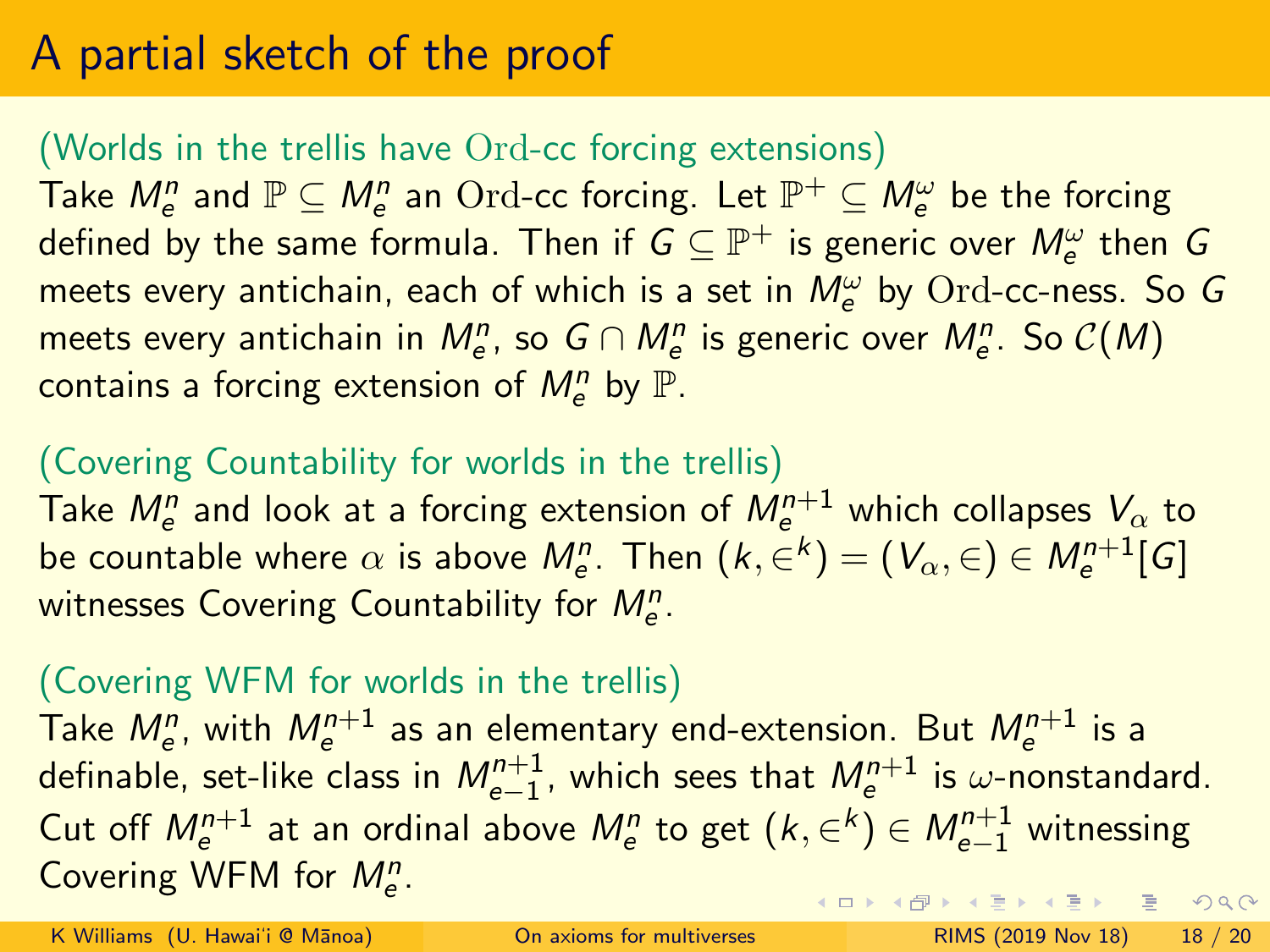# A partial sketch of the proof

(Worlds in the trellis have $\mathrm{Ord}$-cc forcing extensions)

Take $M^n_e$ and $\mathbb{P} \subseteq M^n_e$ an $\mathrm{Ord}$-cc forcing. Let $\mathbb{P}^+ \subseteq M^\omega_e$ be the forcing defined by the same formula. Then if $G \subseteq \mathbb{P}^+$ is generic over $M^\omega_e$ then $G$ meets every antichain, each of which is a set in $M^\omega_e$ by $\mathrm{Ord}$-cc-ness. So $G$ meets every antichain in $M^n_e$, so $G \cap M^n_e$ is generic over $M^n_e$. So $\mathcal{C}(M)$ contains a forcing extension of $M^n_e$ by $\mathbb{P}$.

(Covering Countability for worlds in the trellis)

Take $M^n_e$ and look at a forcing extension of $M^{n+1}_e$ which collapses $V_\alpha$ to be countable where $\alpha$ is above $M^n_e$. Then $(k, \in^k) = (V_\alpha, \in) \in M^{n+1}_e[G]$ witnesses Covering Countability for $M^n_e$.

(Covering WFM for worlds in the trellis)

Take $M^n_e$, with $M^{n+1}_e$ as an elementary end-extension. But $M^{n+1}_e$ is a definable, set-like class in $M^{n+1}_{e-1}$, which sees that $M^{n+1}_e$ is $\omega$-nonstandard. Cut off $M^{n+1}_e$ at an ordinal above $M^n_e$ to get $(k, \in^k) \in M^{n+1}_{e-1}$ witnessing Covering WFM for $M^n_e$.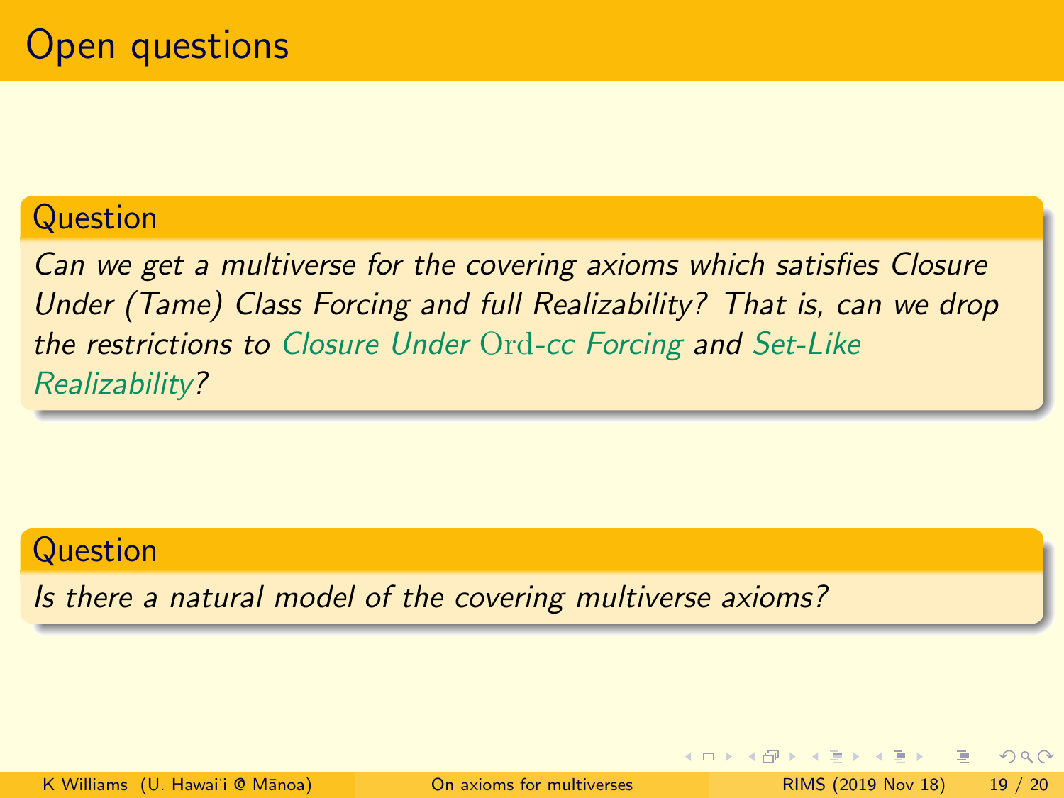# Open questions

**Question**

*Can we get a multiverse for the covering axioms which satisfies Closure Under (Tame) Class Forcing and full Realizability? That is, can we drop the restrictions to Closure Under $\mathrm{Ord}$-cc Forcing and Set-Like Realizability?*

**Question**

*Is there a natural model of the covering multiverse axioms?*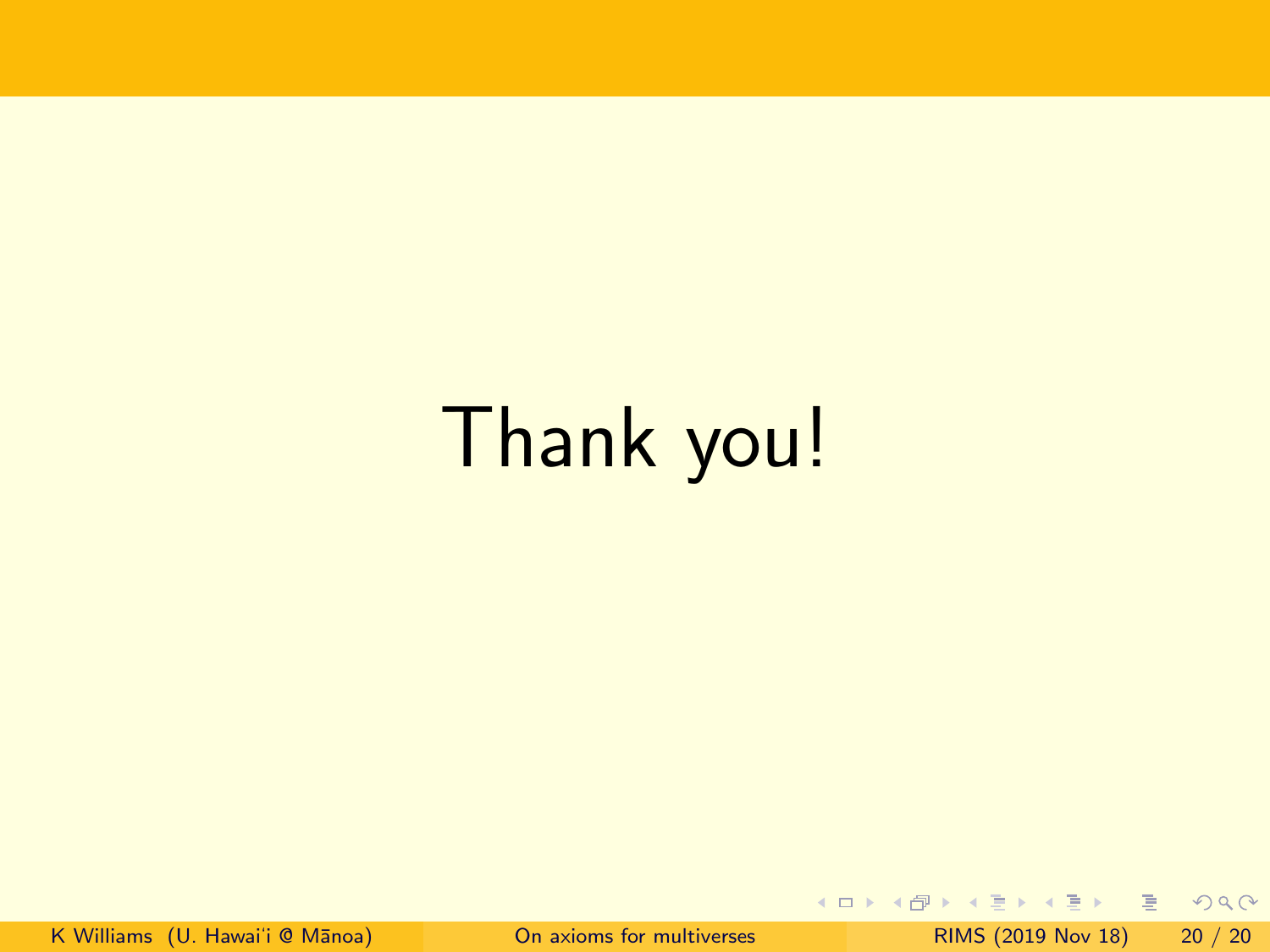# Thank you!